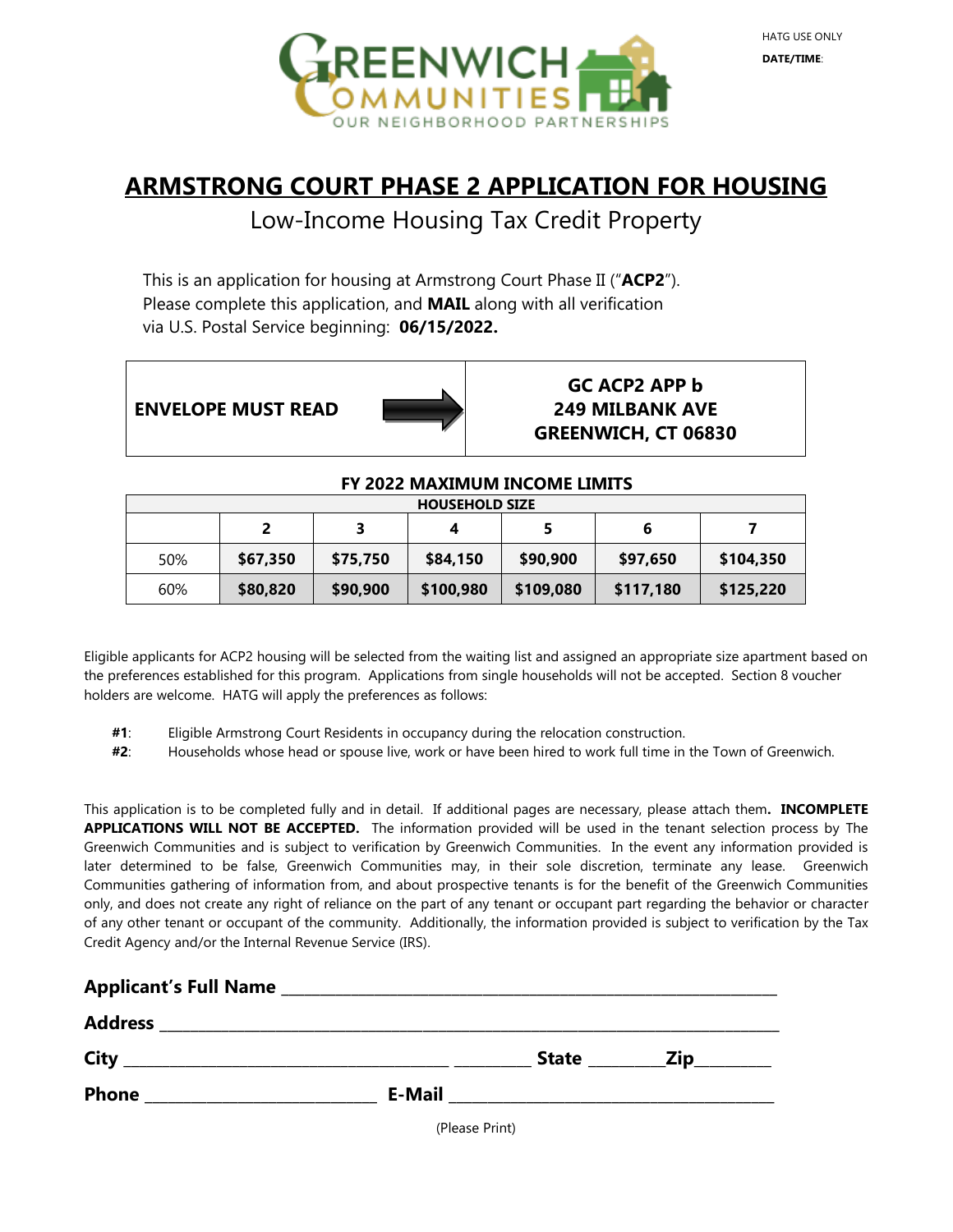HATG USE ONLY
**DATE/TIME**:

# ARMSTRONG COURT PHASE 2 APPLICATION FOR HOUSING

## Low-Income Housing Tax Credit Property

This is an application for housing at Armstrong Court Phase II ("**ACP2**"). Please complete this application, and **MAIL** along with all verification via U.S. Postal Service beginning: **06/15/2022.**

| | |
|---|---|
| **ENVELOPE MUST READ** | **GC ACP2 APP b**<br>**249 MILBANK AVE**<br>**GREENWICH, CT 06830** |

**FY 2022 MAXIMUM INCOME LIMITS**

| | HOUSEHOLD SIZE | | | | | |
|---|---|---|---|---|---|---|
| | **2** | **3** | **4** | **5** | **6** | **7** |
| 50% | **$67,350** | **$75,750** | **$84,150** | **$90,900** | **$97,650** | **$104,350** |
| 60% | **$80,820** | **$90,900** | **$100,980** | **$109,080** | **$117,180** | **$125,220** |

Eligible applicants for ACP2 housing will be selected from the waiting list and assigned an appropriate size apartment based on the preferences established for this program. Applications from single households will not be accepted. Section 8 voucher holders are welcome. HATG will apply the preferences as follows:

**#1**: Eligible Armstrong Court Residents in occupancy during the relocation construction.
**#2**: Households whose head or spouse live, work or have been hired to work full time in the Town of Greenwich.

This application is to be completed fully and in detail. If additional pages are necessary, please attach them**. INCOMPLETE APPLICATIONS WILL NOT BE ACCEPTED.** The information provided will be used in the tenant selection process by The Greenwich Communities and is subject to verification by Greenwich Communities. In the event any information provided is later determined to be false, Greenwich Communities may, in their sole discretion, terminate any lease. Greenwich Communities gathering of information from, and about prospective tenants is for the benefit of the Greenwich Communities only, and does not create any right of reliance on the part of any tenant or occupant part regarding the behavior or character of any other tenant or occupant of the community. Additionally, the information provided is subject to verification by the Tax Credit Agency and/or the Internal Revenue Service (IRS).

**Applicant's Full Name** ______________________________________________

**Address** ______________________________________________

**City** ______________________________ ________ **State** ________**Zip**________

**Phone** ________________________ **E-Mail** ______________________________

(Please Print)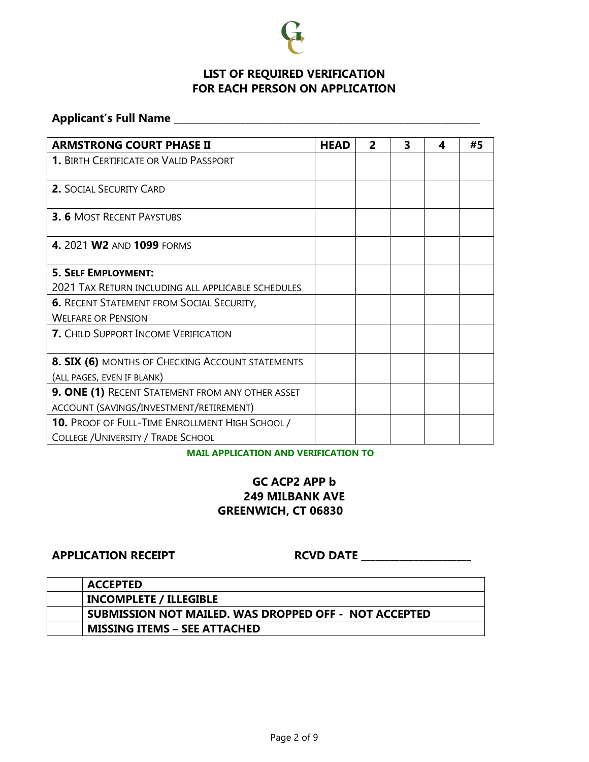## LIST OF REQUIRED VERIFICATION FOR EACH PERSON ON APPLICATION

**Applicant's Full Name** ______________________________________________

| ARMSTRONG COURT PHASE II | HEAD | 2 | 3 | 4 | #5 |
|---|---|---|---|---|---|
| **1.** BIRTH CERTIFICATE OR VALID PASSPORT | | | | | |
| **2.** SOCIAL SECURITY CARD | | | | | |
| **3. 6** MOST RECENT PAYSTUBS | | | | | |
| **4.** 2021 **W2** AND **1099** FORMS | | | | | |
| **5. SELF EMPLOYMENT:** 2021 TAX RETURN INCLUDING ALL APPLICABLE SCHEDULES | | | | | |
| **6.** RECENT STATEMENT FROM SOCIAL SECURITY, WELFARE OR PENSION | | | | | |
| **7.** CHILD SUPPORT INCOME VERIFICATION | | | | | |
| **8. SIX (6)** MONTHS OF CHECKING ACCOUNT STATEMENTS (ALL PAGES, EVEN IF BLANK) | | | | | |
| **9. ONE (1)** RECENT STATEMENT FROM ANY OTHER ASSET ACCOUNT (SAVINGS/INVESTMENT/RETIREMENT) | | | | | |
| **10.** PROOF OF FULL-TIME ENROLLMENT HIGH SCHOOL / COLLEGE /UNIVERSITY / TRADE SCHOOL | | | | | |

**MAIL APPLICATION AND VERIFICATION TO**

**GC ACP2 APP b**
**249 MILBANK AVE**
**GREENWICH, CT 06830**

**APPLICATION RECEIPT** **RCVD DATE** ____________________

| | |
|---|---|
| | **ACCEPTED** |
| | **INCOMPLETE / ILLEGIBLE** |
| | **SUBMISSION NOT MAILED. WAS DROPPED OFF - NOT ACCEPTED** |
| | **MISSING ITEMS – SEE ATTACHED** |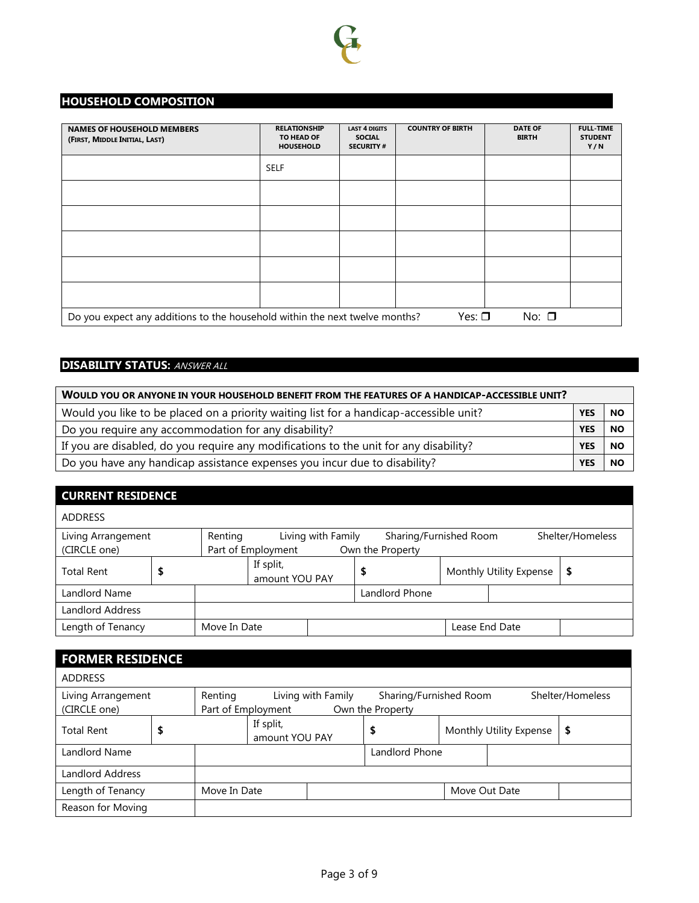## HOUSEHOLD COMPOSITION

| NAMES OF HOUSEHOLD MEMBERS (FIRST, MIDDLE INITIAL, LAST) | RELATIONSHIP TO HEAD OF HOUSEHOLD | LAST 4 DIGITS SOCIAL SECURITY # | COUNTRY OF BIRTH | DATE OF BIRTH | FULL-TIME STUDENT Y / N |
|---|---|---|---|---|---|
| | SELF | | | | |
| | | | | | |
| | | | | | |
| | | | | | |
| | | | | | |
| | | | | | |
| Do you expect any additions to the household within the next twelve months? | | | Yes: ❒ | No: ❒ | |

## DISABILITY STATUS: *ANSWER ALL*

| WOULD YOU OR ANYONE IN YOUR HOUSEHOLD BENEFIT FROM THE FEATURES OF A HANDICAP-ACCESSIBLE UNIT? | | |
|---|---|---|
| Would you like to be placed on a priority waiting list for a handicap-accessible unit? | **YES** | **NO** |
| Do you require any accommodation for any disability? | **YES** | **NO** |
| If you are disabled, do you require any modifications to the unit for any disability? | **YES** | **NO** |
| Do you have any handicap assistance expenses you incur due to disability? | **YES** | **NO** |

## CURRENT RESIDENCE

| | | | | | |
|---|---|---|---|---|---|
| ADDRESS | | | | | |
| Living Arrangement (CIRCLE one) | Renting Living with Family Sharing/Furnished Room Shelter/Homeless Part of Employment Own the Property | | | | |
| Total Rent | $ | If split, amount YOU PAY | $ | Monthly Utility Expense | $ |
| Landlord Name | | | Landlord Phone | | |
| Landlord Address | | | | | |
| Length of Tenancy | Move In Date | | | Lease End Date | |

## FORMER RESIDENCE

| | | | | | |
|---|---|---|---|---|---|
| ADDRESS | | | | | |
| Living Arrangement (CIRCLE one) | Renting Living with Family Sharing/Furnished Room Shelter/Homeless Part of Employment Own the Property | | | | |
| Total Rent | $ | If split, amount YOU PAY | $ | Monthly Utility Expense | $ |
| Landlord Name | | | Landlord Phone | | |
| Landlord Address | | | | | |
| Length of Tenancy | Move In Date | | | Move Out Date | |
| Reason for Moving | | | | | |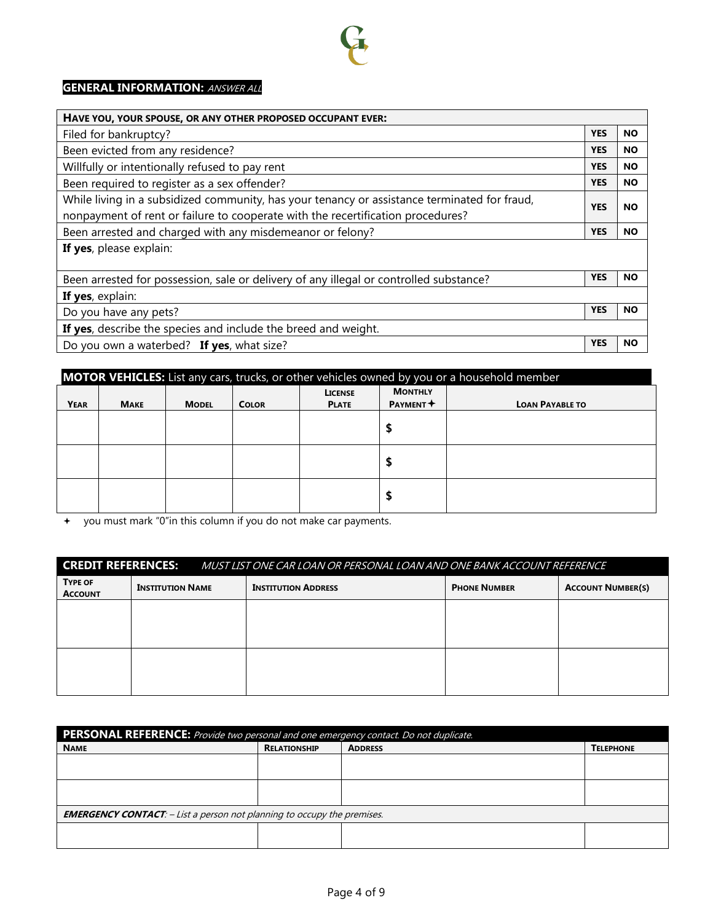## GENERAL INFORMATION: *ANSWER ALL*

| HAVE YOU, YOUR SPOUSE, OR ANY OTHER PROPOSED OCCUPANT EVER: | | |
|---|---|---|
| Filed for bankruptcy? | **YES** | **NO** |
| Been evicted from any residence? | **YES** | **NO** |
| Willfully or intentionally refused to pay rent | **YES** | **NO** |
| Been required to register as a sex offender? | **YES** | **NO** |
| While living in a subsidized community, has your tenancy or assistance terminated for fraud, nonpayment of rent or failure to cooperate with the recertification procedures? | **YES** | **NO** |
| Been arrested and charged with any misdemeanor or felony? | **YES** | **NO** |
| **If yes**, please explain: | | |
| Been arrested for possession, sale or delivery of any illegal or controlled substance? | **YES** | **NO** |
| **If yes**, explain: | | |
| Do you have any pets? | **YES** | **NO** |
| **If yes**, describe the species and include the breed and weight. | | |
| Do you own a waterbed? **If yes**, what size? | **YES** | **NO** |

## MOTOR VEHICLES: List any cars, trucks, or other vehicles owned by you or a household member

| YEAR | MAKE | MODEL | COLOR | LICENSE PLATE | MONTHLY PAYMENT ✦ | LOAN PAYABLE TO |
|---|---|---|---|---|---|---|
| | | | | | $ | |
| | | | | | $ | |
| | | | | | $ | |

✦ you must mark "0"in this column if you do not make car payments.

## CREDIT REFERENCES: *MUST LIST ONE CAR LOAN OR PERSONAL LOAN AND ONE BANK ACCOUNT REFERENCE*

| TYPE OF ACCOUNT | INSTITUTION NAME | INSTITUTION ADDRESS | PHONE NUMBER | ACCOUNT NUMBER(S) |
|---|---|---|---|---|
| | | | | |
| | | | | |

## PERSONAL REFERENCE: *Provide two personal and one emergency contact. Do not duplicate.*

| NAME | RELATIONSHIP | ADDRESS | TELEPHONE |
|---|---|---|---|
| | | | |
| | | | |
| ***EMERGENCY CONTACT**: – List a person not planning to occupy the premises.* | | | |
| | | | |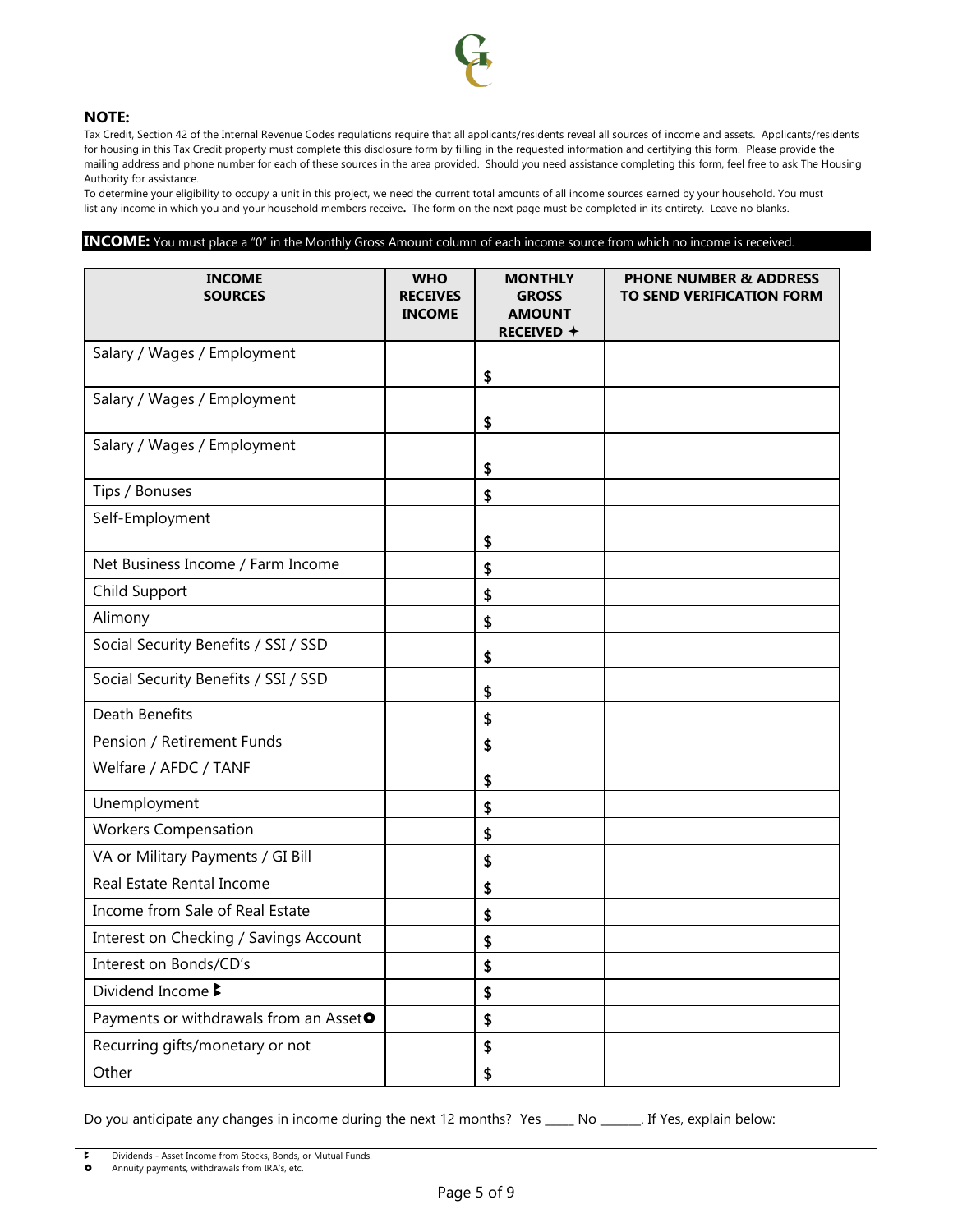**NOTE:**

Tax Credit, Section 42 of the Internal Revenue Codes regulations require that all applicants/residents reveal all sources of income and assets. Applicants/residents for housing in this Tax Credit property must complete this disclosure form by filling in the requested information and certifying this form. Please provide the mailing address and phone number for each of these sources in the area provided. Should you need assistance completing this form, feel free to ask The Housing Authority for assistance.

To determine your eligibility to occupy a unit in this project, we need the current total amounts of all income sources earned by your household. You must list any income in which you and your household members receive**.** The form on the next page must be completed in its entirety. Leave no blanks.

**INCOME:** You must place a "0" in the Monthly Gross Amount column of each income source from which no income is received.

| INCOME SOURCES | WHO RECEIVES INCOME | MONTHLY GROSS AMOUNT RECEIVED ✦ | PHONE NUMBER & ADDRESS TO SEND VERIFICATION FORM |
|---|---|---|---|
| Salary / Wages / Employment | | $ | |
| Salary / Wages / Employment | | $ | |
| Salary / Wages / Employment | | $ | |
| Tips / Bonuses | | $ | |
| Self-Employment | | $ | |
| Net Business Income / Farm Income | | $ | |
| Child Support | | $ | |
| Alimony | | $ | |
| Social Security Benefits / SSI / SSD | | $ | |
| Social Security Benefits / SSI / SSD | | $ | |
| Death Benefits | | $ | |
| Pension / Retirement Funds | | $ | |
| Welfare / AFDC / TANF | | $ | |
| Unemployment | | $ | |
| Workers Compensation | | $ | |
| VA or Military Payments / GI Bill | | $ | |
| Real Estate Rental Income | | $ | |
| Income from Sale of Real Estate | | $ | |
| Interest on Checking / Savings Account | | $ | |
| Interest on Bonds/CD's | | $ | |
| Dividend Income ◗ | | $ | |
| Payments or withdrawals from an Asset ⭘ | | $ | |
| Recurring gifts/monetary or not | | $ | |
| Other | | $ | |

Do you anticipate any changes in income during the next 12 months? Yes _____ No _______. If Yes, explain below:

◗ Dividends - Asset Income from Stocks, Bonds, or Mutual Funds.

⭘ Annuity payments, withdrawals from IRA's, etc.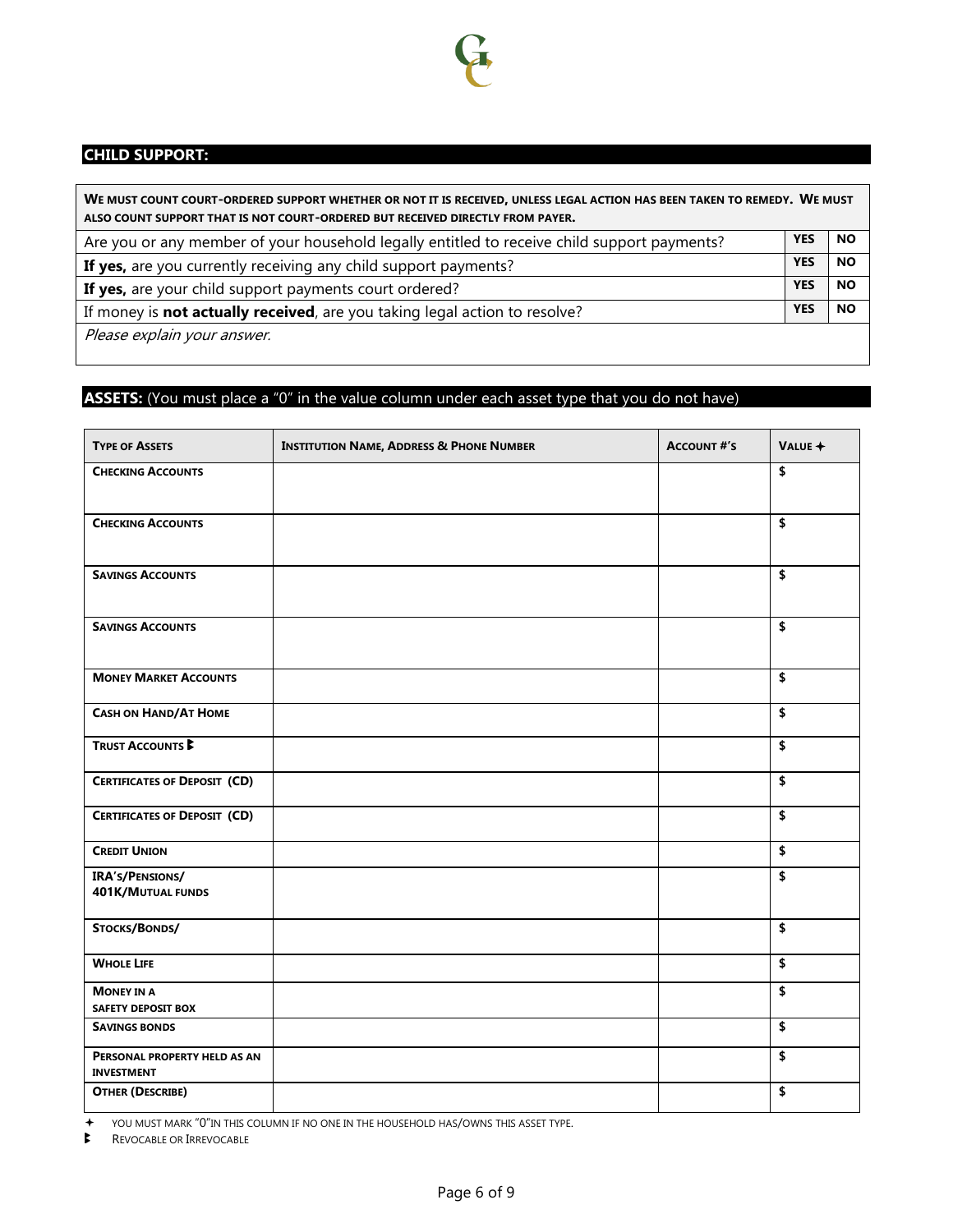## CHILD SUPPORT:

| | | |
|---|---|---|
| **WE MUST COUNT COURT-ORDERED SUPPORT WHETHER OR NOT IT IS RECEIVED, UNLESS LEGAL ACTION HAS BEEN TAKEN TO REMEDY. WE MUST ALSO COUNT SUPPORT THAT IS NOT COURT-ORDERED BUT RECEIVED DIRECTLY FROM PAYER.** | | |
| Are you or any member of your household legally entitled to receive child support payments? | **YES** | **NO** |
| **If yes,** are you currently receiving any child support payments? | **YES** | **NO** |
| **If yes,** are your child support payments court ordered? | **YES** | **NO** |
| If money is **not actually received**, are you taking legal action to resolve? | **YES** | **NO** |
| *Please explain your answer.* | | |

## ASSETS: (You must place a "0" in the value column under each asset type that you do not have)

| TYPE OF ASSETS | INSTITUTION NAME, ADDRESS & PHONE NUMBER | ACCOUNT #'S | VALUE ✦ |
|---|---|---|---|
| **CHECKING ACCOUNTS** | | | $ |
| **CHECKING ACCOUNTS** | | | $ |
| **SAVINGS ACCOUNTS** | | | $ |
| **SAVINGS ACCOUNTS** | | | $ |
| **MONEY MARKET ACCOUNTS** | | | $ |
| **CASH ON HAND/AT HOME** | | | $ |
| **TRUST ACCOUNTS** ⁑ | | | $ |
| **CERTIFICATES OF DEPOSIT (CD)** | | | $ |
| **CERTIFICATES OF DEPOSIT (CD)** | | | $ |
| **CREDIT UNION** | | | $ |
| **IRA'S/PENSIONS/ 401K/MUTUAL FUNDS** | | | $ |
| **STOCKS/BONDS/** | | | $ |
| **WHOLE LIFE** | | | $ |
| **MONEY IN A SAFETY DEPOSIT BOX** | | | $ |
| **SAVINGS BONDS** | | | $ |
| **PERSONAL PROPERTY HELD AS AN INVESTMENT** | | | $ |
| **OTHER (DESCRIBE)** | | | $ |

✦ YOU MUST MARK "0" IN THIS COLUMN IF NO ONE IN THE HOUSEHOLD HAS/OWNS THIS ASSET TYPE.

⁑ REVOCABLE OR IRREVOCABLE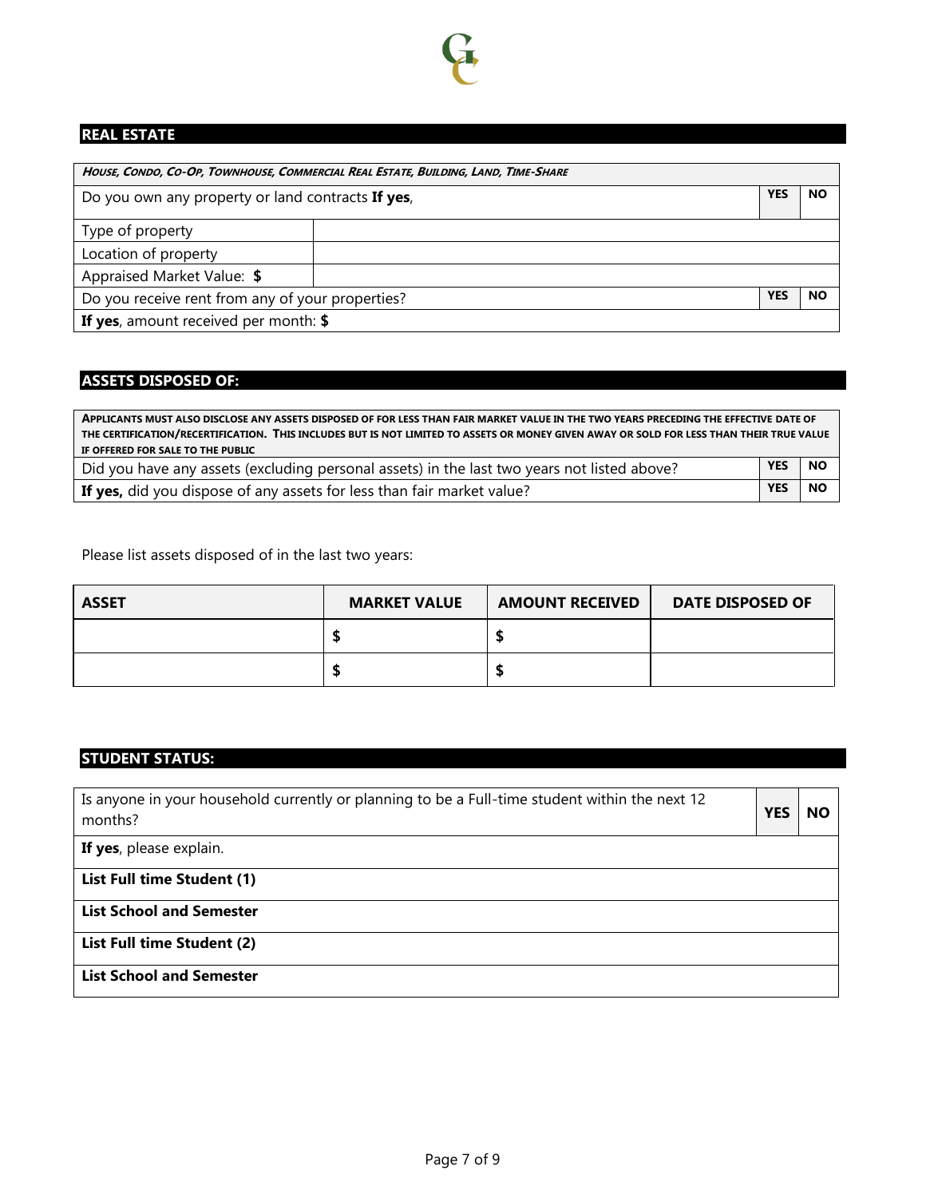## REAL ESTATE

| *HOUSE, CONDO, CO-OP, TOWNHOUSE, COMMERCIAL REAL ESTATE, BUILDING, LAND, TIME-SHARE* | | | |
|---|---|---|---|
| Do you own any property or land contracts **If yes**, | | **YES** | **NO** |
| Type of property | | | |
| Location of property | | | |
| Appraised Market Value: **$** | | | |
| Do you receive rent from any of your properties? | | **YES** | **NO** |
| **If yes**, amount received per month: **$** | | | |

## ASSETS DISPOSED OF:

| **APPLICANTS MUST ALSO DISCLOSE ANY ASSETS DISPOSED OF FOR LESS THAN FAIR MARKET VALUE IN THE TWO YEARS PRECEDING THE EFFECTIVE DATE OF THE CERTIFICATION/RECERTIFICATION. THIS INCLUDES BUT IS NOT LIMITED TO ASSETS OR MONEY GIVEN AWAY OR SOLD FOR LESS THAN THEIR TRUE VALUE IF OFFERED FOR SALE TO THE PUBLIC** | | |
|---|---|---|
| Did you have any assets (excluding personal assets) in the last two years not listed above? | **YES** | **NO** |
| **If yes,** did you dispose of any assets for less than fair market value? | **YES** | **NO** |

Please list assets disposed of in the last two years:

| ASSET | MARKET VALUE | AMOUNT RECEIVED | DATE DISPOSED OF |
|---|---|---|---|
| | $ | $ | |
| | $ | $ | |

## STUDENT STATUS:

| Is anyone in your household currently or planning to be a Full-time student within the next 12 months? | **YES** | **NO** |
|---|---|---|
| **If yes**, please explain. | | |
| **List Full time Student (1)** | | |
| **List School and Semester** | | |
| **List Full time Student (2)** | | |
| **List School and Semester** | | |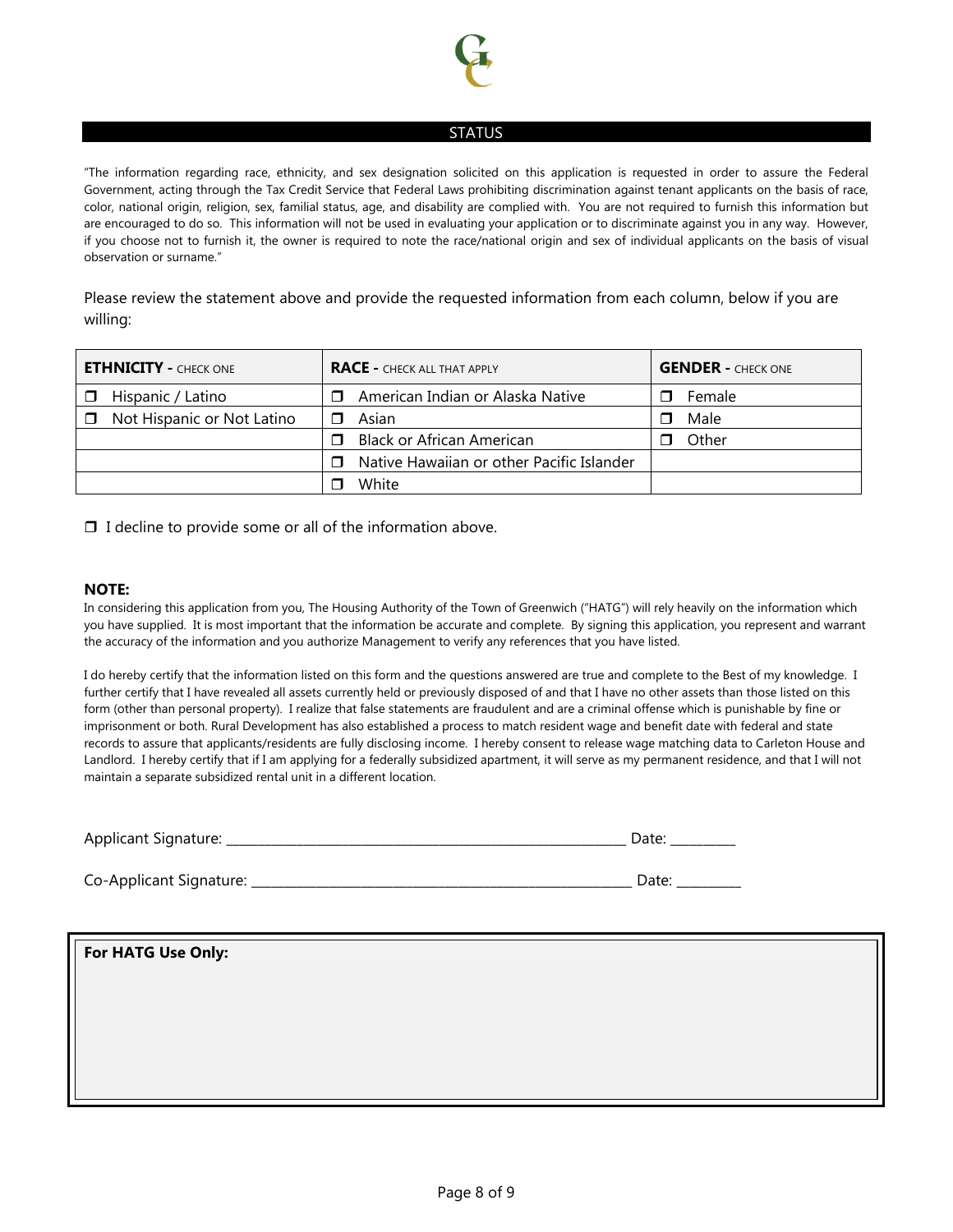## STATUS

"The information regarding race, ethnicity, and sex designation solicited on this application is requested in order to assure the Federal Government, acting through the Tax Credit Service that Federal Laws prohibiting discrimination against tenant applicants on the basis of race, color, national origin, religion, sex, familial status, age, and disability are complied with. You are not required to furnish this information but are encouraged to do so. This information will not be used in evaluating your application or to discriminate against you in any way. However, if you choose not to furnish it, the owner is required to note the race/national origin and sex of individual applicants on the basis of visual observation or surname."

Please review the statement above and provide the requested information from each column, below if you are willing:

| **ETHNICITY** - CHECK ONE | **RACE** - CHECK ALL THAT APPLY | **GENDER** - CHECK ONE |
|---|---|---|
| ☐ Hispanic / Latino | ☐ American Indian or Alaska Native | ☐ Female |
| ☐ Not Hispanic or Not Latino | ☐ Asian | ☐ Male |
| | ☐ Black or African American | ☐ Other |
| | ☐ Native Hawaiian or other Pacific Islander | |
| | ☐ White | |

☐ I decline to provide some or all of the information above.

**NOTE:**

In considering this application from you, The Housing Authority of the Town of Greenwich ("HATG") will rely heavily on the information which you have supplied. It is most important that the information be accurate and complete. By signing this application, you represent and warrant the accuracy of the information and you authorize Management to verify any references that you have listed.

I do hereby certify that the information listed on this form and the questions answered are true and complete to the Best of my knowledge. I further certify that I have revealed all assets currently held or previously disposed of and that I have no other assets than those listed on this form (other than personal property). I realize that false statements are fraudulent and are a criminal offense which is punishable by fine or imprisonment or both. Rural Development has also established a process to match resident wage and benefit date with federal and state records to assure that applicants/residents are fully disclosing income. I hereby consent to release wage matching data to Carleton House and Landlord. I hereby certify that if I am applying for a federally subsidized apartment, it will serve as my permanent residence, and that I will not maintain a separate subsidized rental unit in a different location.

Applicant Signature: ____________________________________________ Date: _________

Co-Applicant Signature: __________________________________________ Date: _________

**For HATG Use Only:**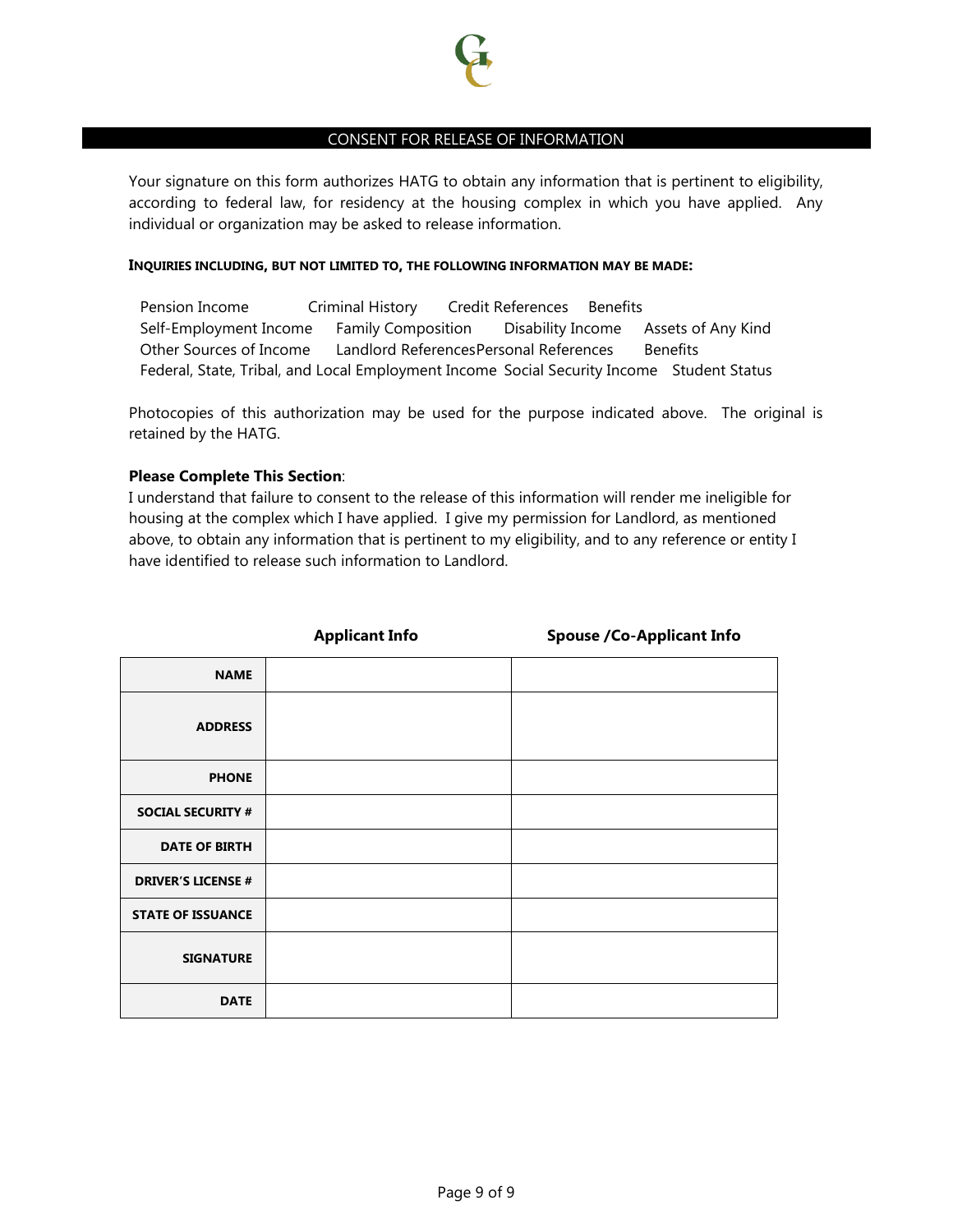## CONSENT FOR RELEASE OF INFORMATION

Your signature on this form authorizes HATG to obtain any information that is pertinent to eligibility, according to federal law, for residency at the housing complex in which you have applied. Any individual or organization may be asked to release information.

**INQUIRIES INCLUDING, BUT NOT LIMITED TO, THE FOLLOWING INFORMATION MAY BE MADE:**

Pension Income Criminal History Credit References Benefits
Self-Employment Income Family Composition Disability Income Assets of Any Kind
Other Sources of Income Landlord References Personal References Benefits
Federal, State, Tribal, and Local Employment Income Social Security Income Student Status

Photocopies of this authorization may be used for the purpose indicated above. The original is retained by the HATG.

**Please Complete This Section**:
I understand that failure to consent to the release of this information will render me ineligible for housing at the complex which I have applied. I give my permission for Landlord, as mentioned above, to obtain any information that is pertinent to my eligibility, and to any reference or entity I have identified to release such information to Landlord.

| | Applicant Info | Spouse /Co-Applicant Info |
|---|---|---|
| NAME | | |
| ADDRESS | | |
| PHONE | | |
| SOCIAL SECURITY # | | |
| DATE OF BIRTH | | |
| DRIVER'S LICENSE # | | |
| STATE OF ISSUANCE | | |
| SIGNATURE | | |
| DATE | | |